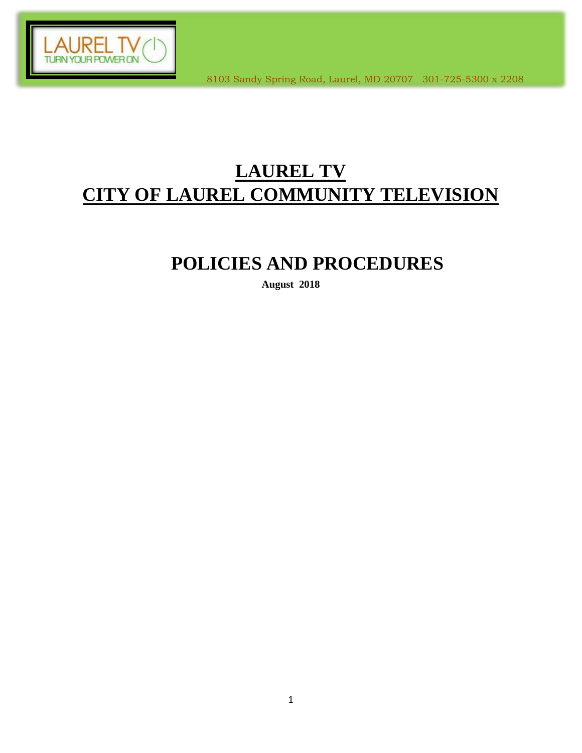LAUREL TV
TURN YOUR POWER ON

8103 Sandy Spring Road, Laurel, MD 20707   301-725-5300 x 2208

# LAUREL TV
# CITY OF LAUREL COMMUNITY TELEVISION

## POLICIES AND PROCEDURES

**August 2018**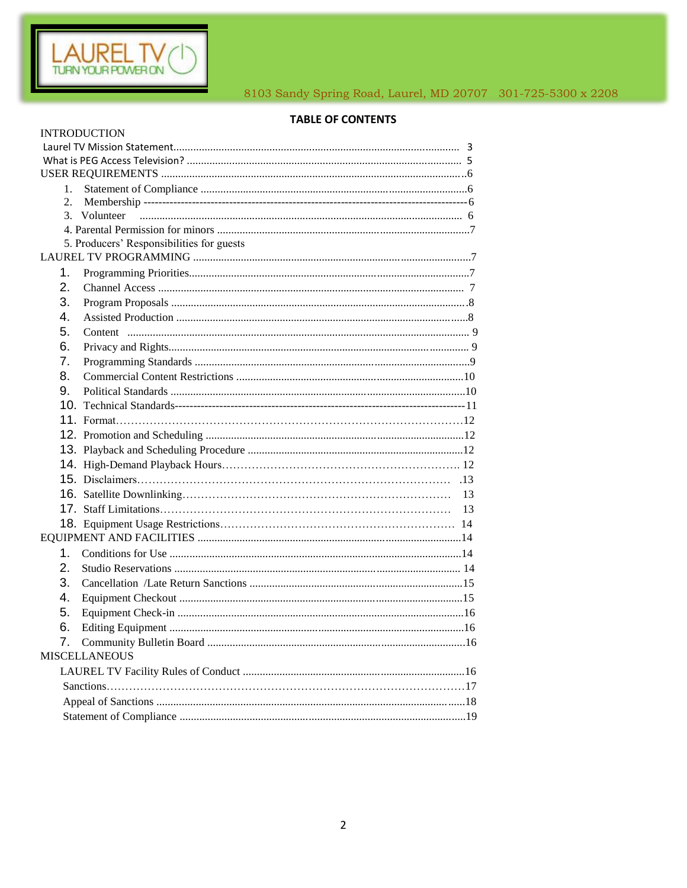LAUREL TV — TURN YOUR POWER ON

8103 Sandy Spring Road, Laurel, MD 20707 301-725-5300 x 2208

## TABLE OF CONTENTS

INTRODUCTION
- Laurel TV Mission Statement.................... 3
- What is PEG Access Television? .................... 5

USER REQUIREMENTS ....................6
1. Statement of Compliance ....................6
2. Membership ....................6
3. Volunteer .................... 6
4. Parental Permission for minors ....................7
5. Producers' Responsibilities for guests

LAUREL TV PROGRAMMING ....................7
1. Programming Priorities....................7
2. Channel Access .................... 7
3. Program Proposals ....................8
4. Assisted Production ....................8
5. Content .................... 9
6. Privacy and Rights.................... 9
7. Programming Standards ....................9
8. Commercial Content Restrictions ....................10
9. Political Standards ....................10
10. Technical Standards....................11
11. Format....................12
12. Promotion and Scheduling ....................12
13. Playback and Scheduling Procedure ....................12
14. High-Demand Playback Hours.................... 12
15. Disclaimers.................... .13
16. Satellite Downlinking.................... 13
17. Staff Limitations.................... 13
18. Equipment Usage Restrictions.................... 14

EQUIPMENT AND FACILITIES ....................14
1. Conditions for Use ....................14
2. Studio Reservations .................... 14
3. Cancellation /Late Return Sanctions ....................15
4. Equipment Checkout ....................15
5. Equipment Check-in ....................16
6. Editing Equipment ....................16
7. Community Bulletin Board ....................16

MISCELLANEOUS
- LAUREL TV Facility Rules of Conduct ....................16
- Sanctions....................17
- Appeal of Sanctions ....................18
- Statement of Compliance ....................19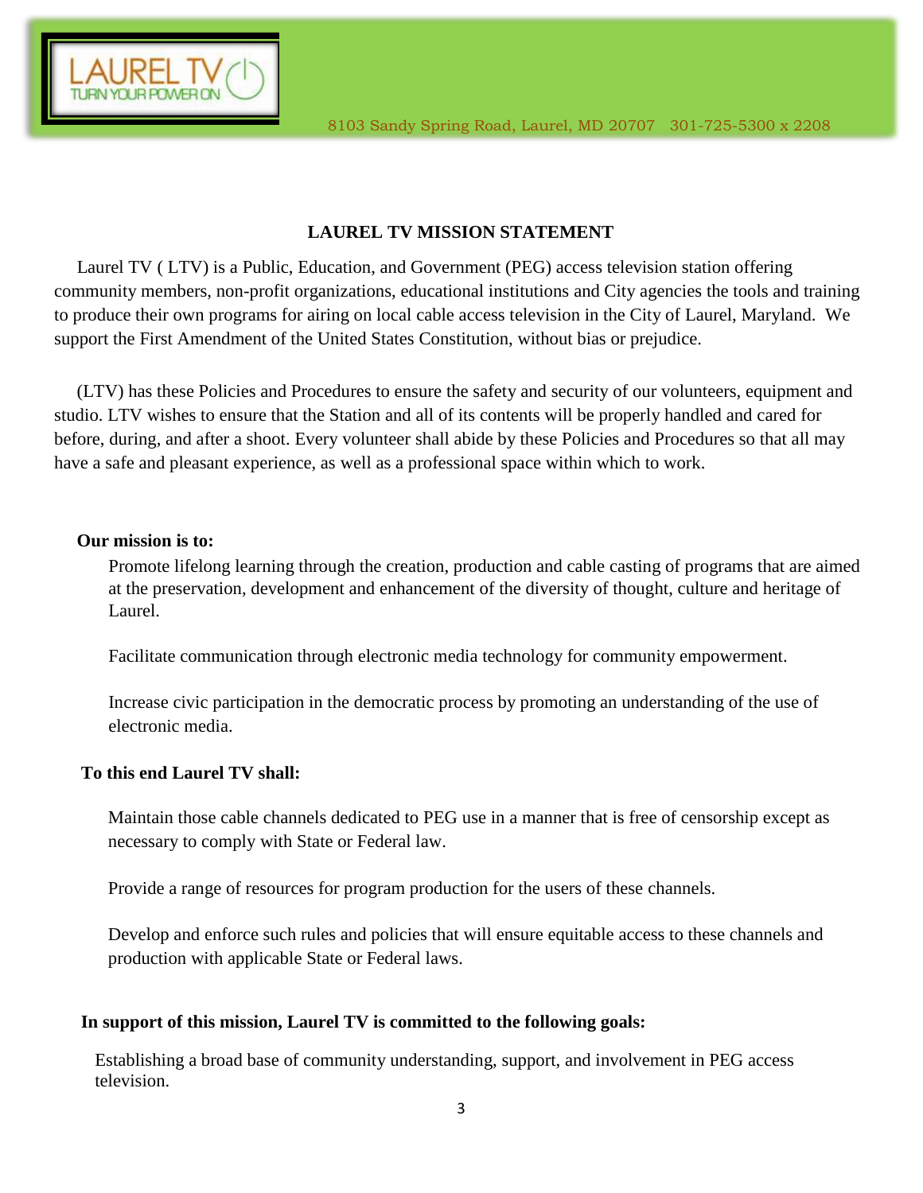# LAUREL TV MISSION STATEMENT

Laurel TV ( LTV) is a Public, Education, and Government (PEG) access television station offering community members, non-profit organizations, educational institutions and City agencies the tools and training to produce their own programs for airing on local cable access television in the City of Laurel, Maryland. We support the First Amendment of the United States Constitution, without bias or prejudice.

(LTV) has these Policies and Procedures to ensure the safety and security of our volunteers, equipment and studio. LTV wishes to ensure that the Station and all of its contents will be properly handled and cared for before, during, and after a shoot. Every volunteer shall abide by these Policies and Procedures so that all may have a safe and pleasant experience, as well as a professional space within which to work.

**Our mission is to:**

Promote lifelong learning through the creation, production and cable casting of programs that are aimed at the preservation, development and enhancement of the diversity of thought, culture and heritage of Laurel.

Facilitate communication through electronic media technology for community empowerment.

Increase civic participation in the democratic process by promoting an understanding of the use of electronic media.

**To this end Laurel TV shall:**

Maintain those cable channels dedicated to PEG use in a manner that is free of censorship except as necessary to comply with State or Federal law.

Provide a range of resources for program production for the users of these channels.

Develop and enforce such rules and policies that will ensure equitable access to these channels and production with applicable State or Federal laws.

**In support of this mission, Laurel TV is committed to the following goals:**

Establishing a broad base of community understanding, support, and involvement in PEG access television.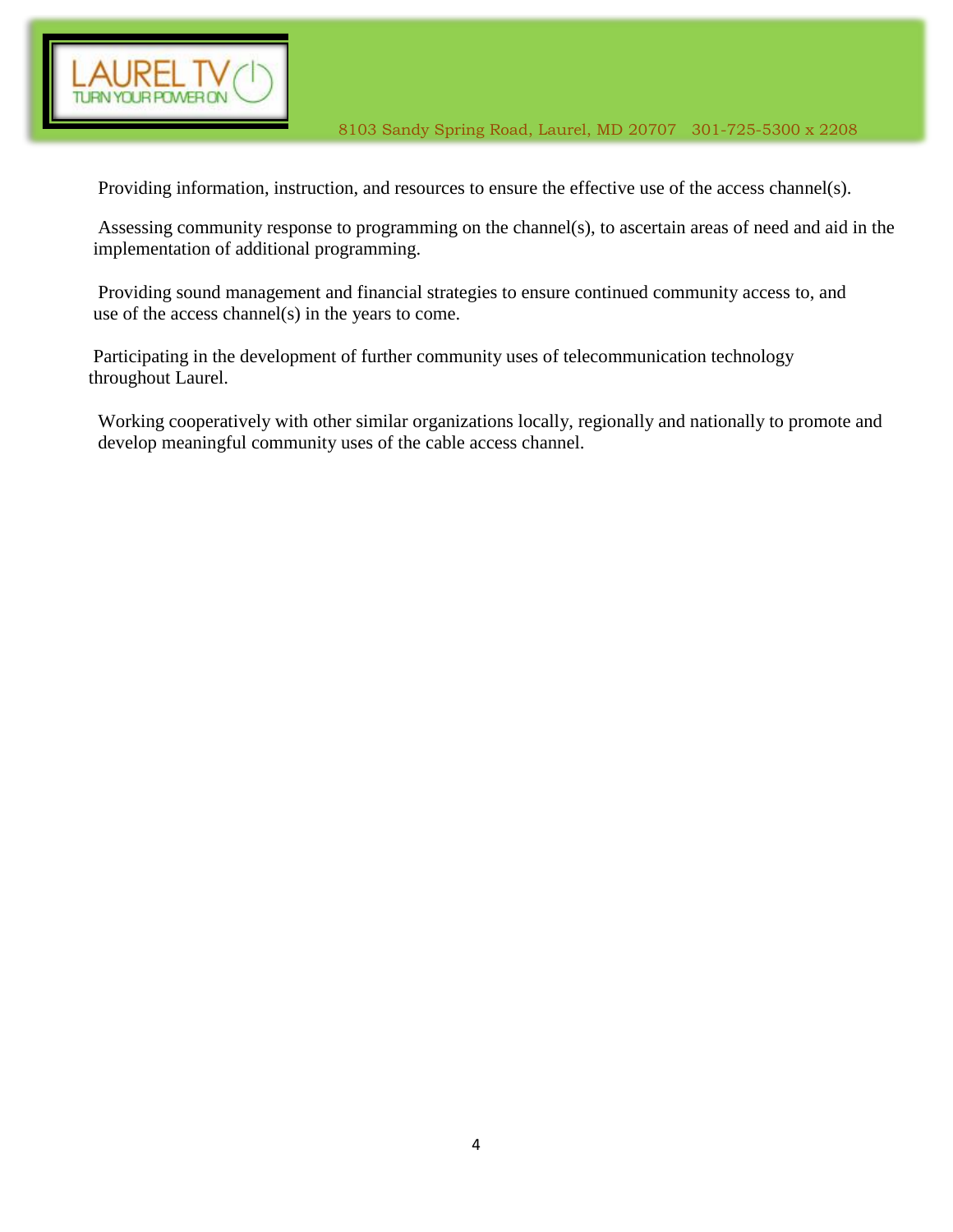Providing information, instruction, and resources to ensure the effective use of the access channel(s).

Assessing community response to programming on the channel(s), to ascertain areas of need and aid in the implementation of additional programming.

Providing sound management and financial strategies to ensure continued community access to, and use of the access channel(s) in the years to come.

Participating in the development of further community uses of telecommunication technology throughout Laurel.

Working cooperatively with other similar organizations locally, regionally and nationally to promote and develop meaningful community uses of the cable access channel.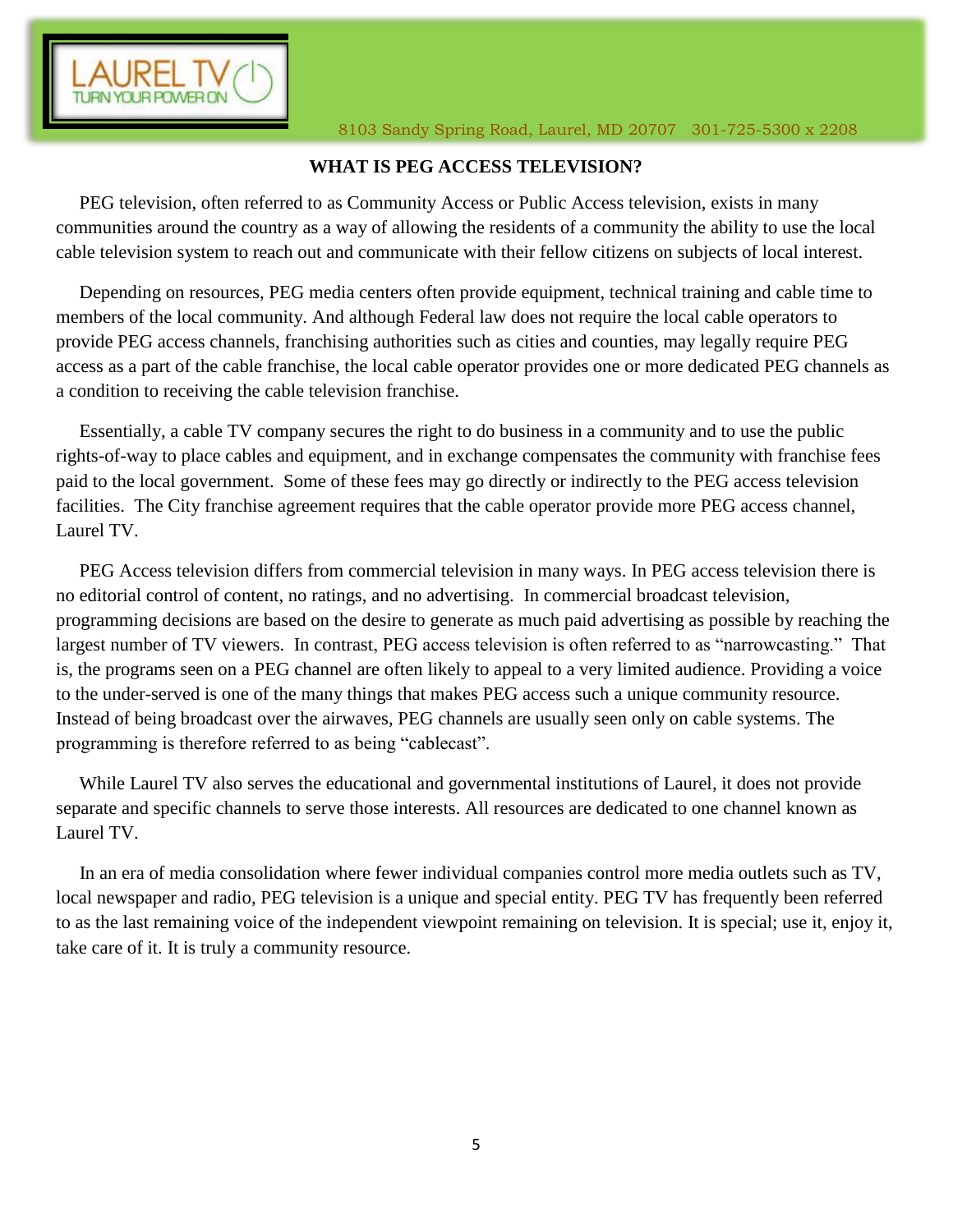LAUREL TV
TURN YOUR POWER ON

8103 Sandy Spring Road, Laurel, MD 20707 301-725-5300 x 2208

## WHAT IS PEG ACCESS TELEVISION?

PEG television, often referred to as Community Access or Public Access television, exists in many communities around the country as a way of allowing the residents of a community the ability to use the local cable television system to reach out and communicate with their fellow citizens on subjects of local interest.

Depending on resources, PEG media centers often provide equipment, technical training and cable time to members of the local community. And although Federal law does not require the local cable operators to provide PEG access channels, franchising authorities such as cities and counties, may legally require PEG access as a part of the cable franchise, the local cable operator provides one or more dedicated PEG channels as a condition to receiving the cable television franchise.

Essentially, a cable TV company secures the right to do business in a community and to use the public rights-of-way to place cables and equipment, and in exchange compensates the community with franchise fees paid to the local government. Some of these fees may go directly or indirectly to the PEG access television facilities. The City franchise agreement requires that the cable operator provide more PEG access channel, Laurel TV.

PEG Access television differs from commercial television in many ways. In PEG access television there is no editorial control of content, no ratings, and no advertising. In commercial broadcast television, programming decisions are based on the desire to generate as much paid advertising as possible by reaching the largest number of TV viewers. In contrast, PEG access television is often referred to as "narrowcasting." That is, the programs seen on a PEG channel are often likely to appeal to a very limited audience. Providing a voice to the under-served is one of the many things that makes PEG access such a unique community resource. Instead of being broadcast over the airwaves, PEG channels are usually seen only on cable systems. The programming is therefore referred to as being "cablecast".

While Laurel TV also serves the educational and governmental institutions of Laurel, it does not provide separate and specific channels to serve those interests. All resources are dedicated to one channel known as Laurel TV.

In an era of media consolidation where fewer individual companies control more media outlets such as TV, local newspaper and radio, PEG television is a unique and special entity. PEG TV has frequently been referred to as the last remaining voice of the independent viewpoint remaining on television. It is special; use it, enjoy it, take care of it. It is truly a community resource.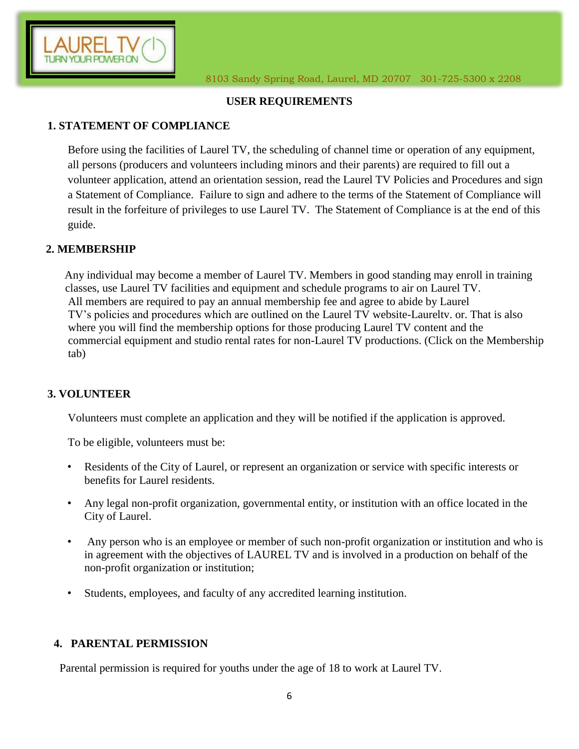LAUREL TV
TURN YOUR POWER ON

8103 Sandy Spring Road, Laurel, MD 20707 301-725-5300 x 2208

## USER REQUIREMENTS

### 1. STATEMENT OF COMPLIANCE

Before using the facilities of Laurel TV, the scheduling of channel time or operation of any equipment, all persons (producers and volunteers including minors and their parents) are required to fill out a volunteer application, attend an orientation session, read the Laurel TV Policies and Procedures and sign a Statement of Compliance. Failure to sign and adhere to the terms of the Statement of Compliance will result in the forfeiture of privileges to use Laurel TV. The Statement of Compliance is at the end of this guide.

### 2. MEMBERSHIP

Any individual may become a member of Laurel TV. Members in good standing may enroll in training classes, use Laurel TV facilities and equipment and schedule programs to air on Laurel TV. All members are required to pay an annual membership fee and agree to abide by Laurel TV's policies and procedures which are outlined on the Laurel TV website-Laureltv. or. That is also where you will find the membership options for those producing Laurel TV content and the commercial equipment and studio rental rates for non-Laurel TV productions. (Click on the Membership tab)

### 3. VOLUNTEER

Volunteers must complete an application and they will be notified if the application is approved.

To be eligible, volunteers must be:

- Residents of the City of Laurel, or represent an organization or service with specific interests or benefits for Laurel residents.
- Any legal non-profit organization, governmental entity, or institution with an office located in the City of Laurel.
- Any person who is an employee or member of such non-profit organization or institution and who is in agreement with the objectives of LAUREL TV and is involved in a production on behalf of the non-profit organization or institution;
- Students, employees, and faculty of any accredited learning institution.

### 4. PARENTAL PERMISSION

Parental permission is required for youths under the age of 18 to work at Laurel TV.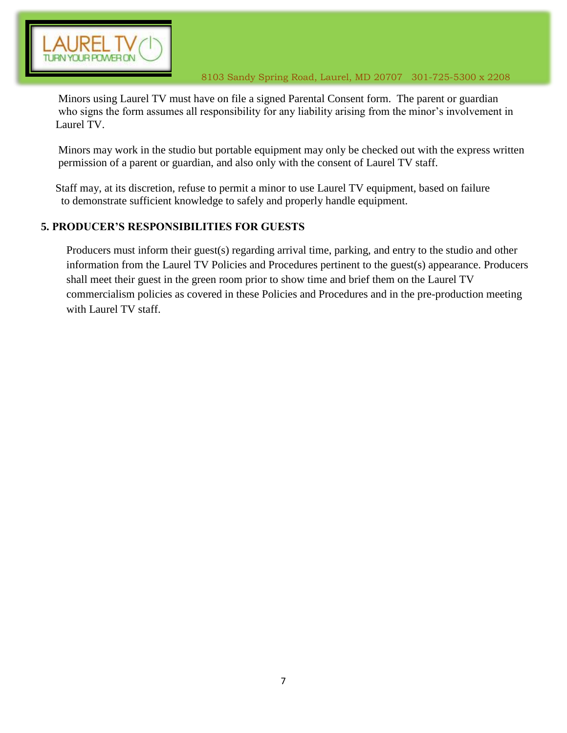Minors using Laurel TV must have on file a signed Parental Consent form. The parent or guardian who signs the form assumes all responsibility for any liability arising from the minor's involvement in Laurel TV.

Minors may work in the studio but portable equipment may only be checked out with the express written permission of a parent or guardian, and also only with the consent of Laurel TV staff.

Staff may, at its discretion, refuse to permit a minor to use Laurel TV equipment, based on failure to demonstrate sufficient knowledge to safely and properly handle equipment.

## 5. PRODUCER'S RESPONSIBILITIES FOR GUESTS

Producers must inform their guest(s) regarding arrival time, parking, and entry to the studio and other information from the Laurel TV Policies and Procedures pertinent to the guest(s) appearance. Producers shall meet their guest in the green room prior to show time and brief them on the Laurel TV commercialism policies as covered in these Policies and Procedures and in the pre-production meeting with Laurel TV staff.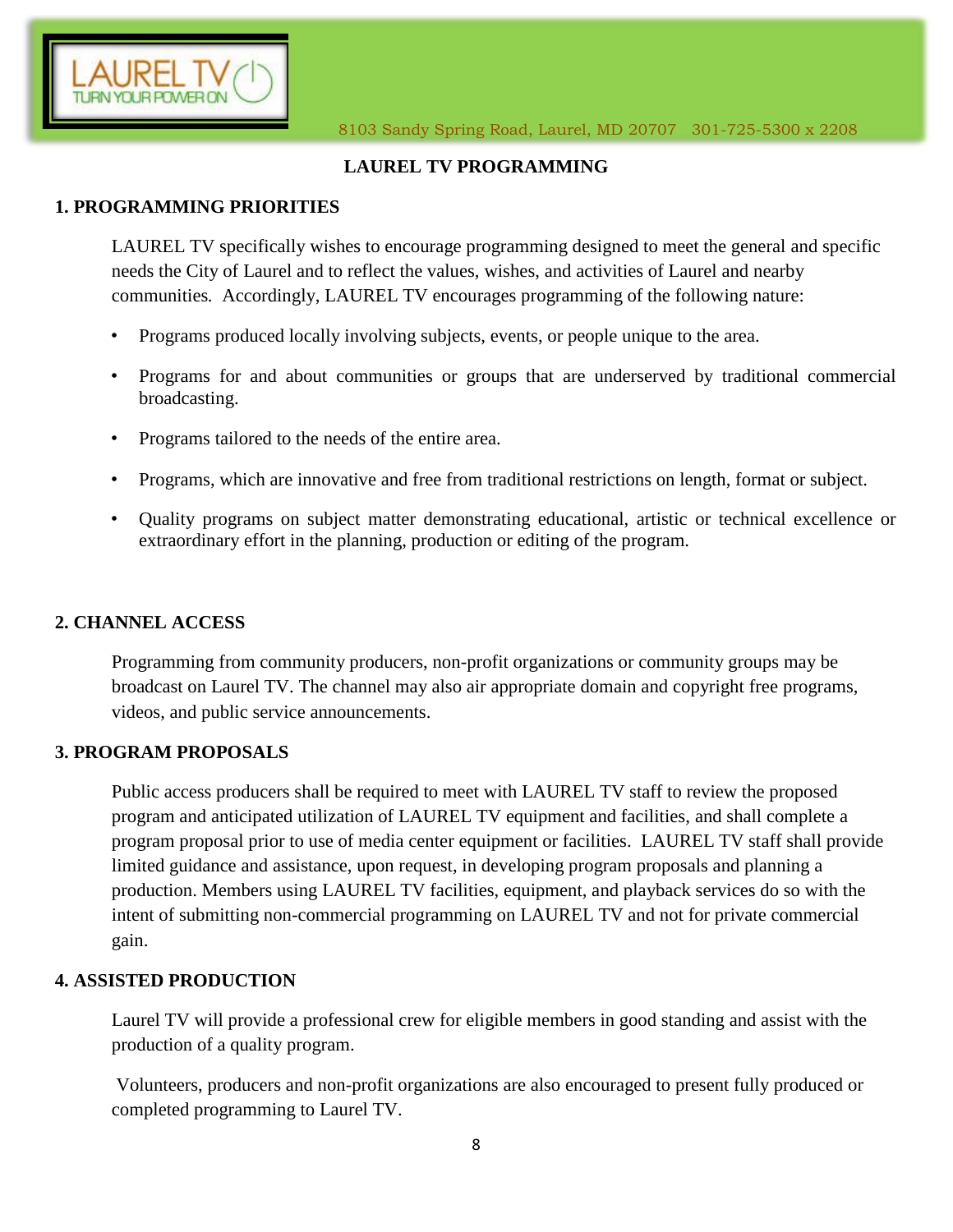LAUREL TV TURN YOUR POWER ON

8103 Sandy Spring Road, Laurel, MD 20707 301-725-5300 x 2208

# LAUREL TV PROGRAMMING

## 1. PROGRAMMING PRIORITIES

LAUREL TV specifically wishes to encourage programming designed to meet the general and specific needs the City of Laurel and to reflect the values, wishes, and activities of Laurel and nearby communities. Accordingly, LAUREL TV encourages programming of the following nature:

- Programs produced locally involving subjects, events, or people unique to the area.
- Programs for and about communities or groups that are underserved by traditional commercial broadcasting.
- Programs tailored to the needs of the entire area.
- Programs, which are innovative and free from traditional restrictions on length, format or subject.
- Quality programs on subject matter demonstrating educational, artistic or technical excellence or extraordinary effort in the planning, production or editing of the program.

## 2. CHANNEL ACCESS

Programming from community producers, non-profit organizations or community groups may be broadcast on Laurel TV. The channel may also air appropriate domain and copyright free programs, videos, and public service announcements.

## 3. PROGRAM PROPOSALS

Public access producers shall be required to meet with LAUREL TV staff to review the proposed program and anticipated utilization of LAUREL TV equipment and facilities, and shall complete a program proposal prior to use of media center equipment or facilities. LAUREL TV staff shall provide limited guidance and assistance, upon request, in developing program proposals and planning a production. Members using LAUREL TV facilities, equipment, and playback services do so with the intent of submitting non-commercial programming on LAUREL TV and not for private commercial gain.

## 4. ASSISTED PRODUCTION

Laurel TV will provide a professional crew for eligible members in good standing and assist with the production of a quality program.

Volunteers, producers and non-profit organizations are also encouraged to present fully produced or completed programming to Laurel TV.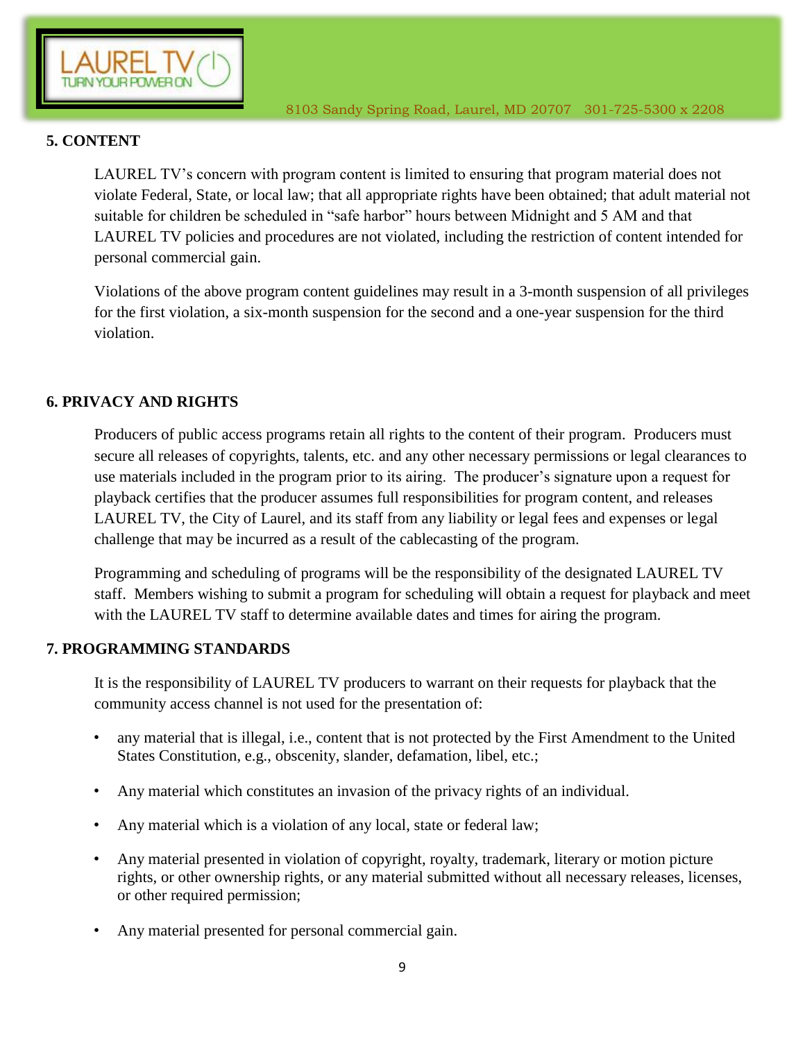## 5. CONTENT

LAUREL TV's concern with program content is limited to ensuring that program material does not violate Federal, State, or local law; that all appropriate rights have been obtained; that adult material not suitable for children be scheduled in "safe harbor" hours between Midnight and 5 AM and that LAUREL TV policies and procedures are not violated, including the restriction of content intended for personal commercial gain.

Violations of the above program content guidelines may result in a 3-month suspension of all privileges for the first violation, a six-month suspension for the second and a one-year suspension for the third violation.

## 6. PRIVACY AND RIGHTS

Producers of public access programs retain all rights to the content of their program. Producers must secure all releases of copyrights, talents, etc. and any other necessary permissions or legal clearances to use materials included in the program prior to its airing. The producer's signature upon a request for playback certifies that the producer assumes full responsibilities for program content, and releases LAUREL TV, the City of Laurel, and its staff from any liability or legal fees and expenses or legal challenge that may be incurred as a result of the cablecasting of the program.

Programming and scheduling of programs will be the responsibility of the designated LAUREL TV staff. Members wishing to submit a program for scheduling will obtain a request for playback and meet with the LAUREL TV staff to determine available dates and times for airing the program.

## 7. PROGRAMMING STANDARDS

It is the responsibility of LAUREL TV producers to warrant on their requests for playback that the community access channel is not used for the presentation of:

- any material that is illegal, i.e., content that is not protected by the First Amendment to the United States Constitution, e.g., obscenity, slander, defamation, libel, etc.;
- Any material which constitutes an invasion of the privacy rights of an individual.
- Any material which is a violation of any local, state or federal law;
- Any material presented in violation of copyright, royalty, trademark, literary or motion picture rights, or other ownership rights, or any material submitted without all necessary releases, licenses, or other required permission;
- Any material presented for personal commercial gain.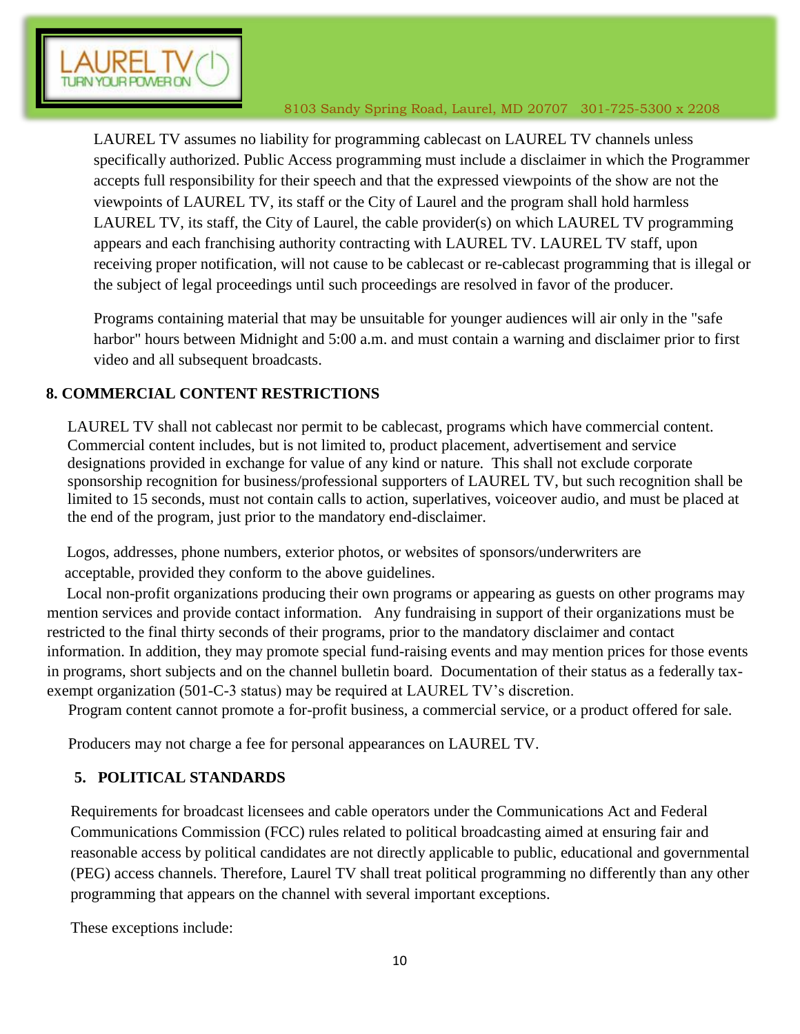LAUREL TV assumes no liability for programming cablecast on LAUREL TV channels unless specifically authorized. Public Access programming must include a disclaimer in which the Programmer accepts full responsibility for their speech and that the expressed viewpoints of the show are not the viewpoints of LAUREL TV, its staff or the City of Laurel and the program shall hold harmless LAUREL TV, its staff, the City of Laurel, the cable provider(s) on which LAUREL TV programming appears and each franchising authority contracting with LAUREL TV. LAUREL TV staff, upon receiving proper notification, will not cause to be cablecast or re-cablecast programming that is illegal or the subject of legal proceedings until such proceedings are resolved in favor of the producer.

Programs containing material that may be unsuitable for younger audiences will air only in the "safe harbor" hours between Midnight and 5:00 a.m. and must contain a warning and disclaimer prior to first video and all subsequent broadcasts.

**8. COMMERCIAL CONTENT RESTRICTIONS**

LAUREL TV shall not cablecast nor permit to be cablecast, programs which have commercial content. Commercial content includes, but is not limited to, product placement, advertisement and service designations provided in exchange for value of any kind or nature. This shall not exclude corporate sponsorship recognition for business/professional supporters of LAUREL TV, but such recognition shall be limited to 15 seconds, must not contain calls to action, superlatives, voiceover audio, and must be placed at the end of the program, just prior to the mandatory end-disclaimer.

Logos, addresses, phone numbers, exterior photos, or websites of sponsors/underwriters are acceptable, provided they conform to the above guidelines.

Local non-profit organizations producing their own programs or appearing as guests on other programs may mention services and provide contact information. Any fundraising in support of their organizations must be restricted to the final thirty seconds of their programs, prior to the mandatory disclaimer and contact information. In addition, they may promote special fund-raising events and may mention prices for those events in programs, short subjects and on the channel bulletin board. Documentation of their status as a federally tax-exempt organization (501-C-3 status) may be required at LAUREL TV's discretion.

Program content cannot promote a for-profit business, a commercial service, or a product offered for sale.

Producers may not charge a fee for personal appearances on LAUREL TV.

**5. POLITICAL STANDARDS**

Requirements for broadcast licensees and cable operators under the Communications Act and Federal Communications Commission (FCC) rules related to political broadcasting aimed at ensuring fair and reasonable access by political candidates are not directly applicable to public, educational and governmental (PEG) access channels. Therefore, Laurel TV shall treat political programming no differently than any other programming that appears on the channel with several important exceptions.

These exceptions include: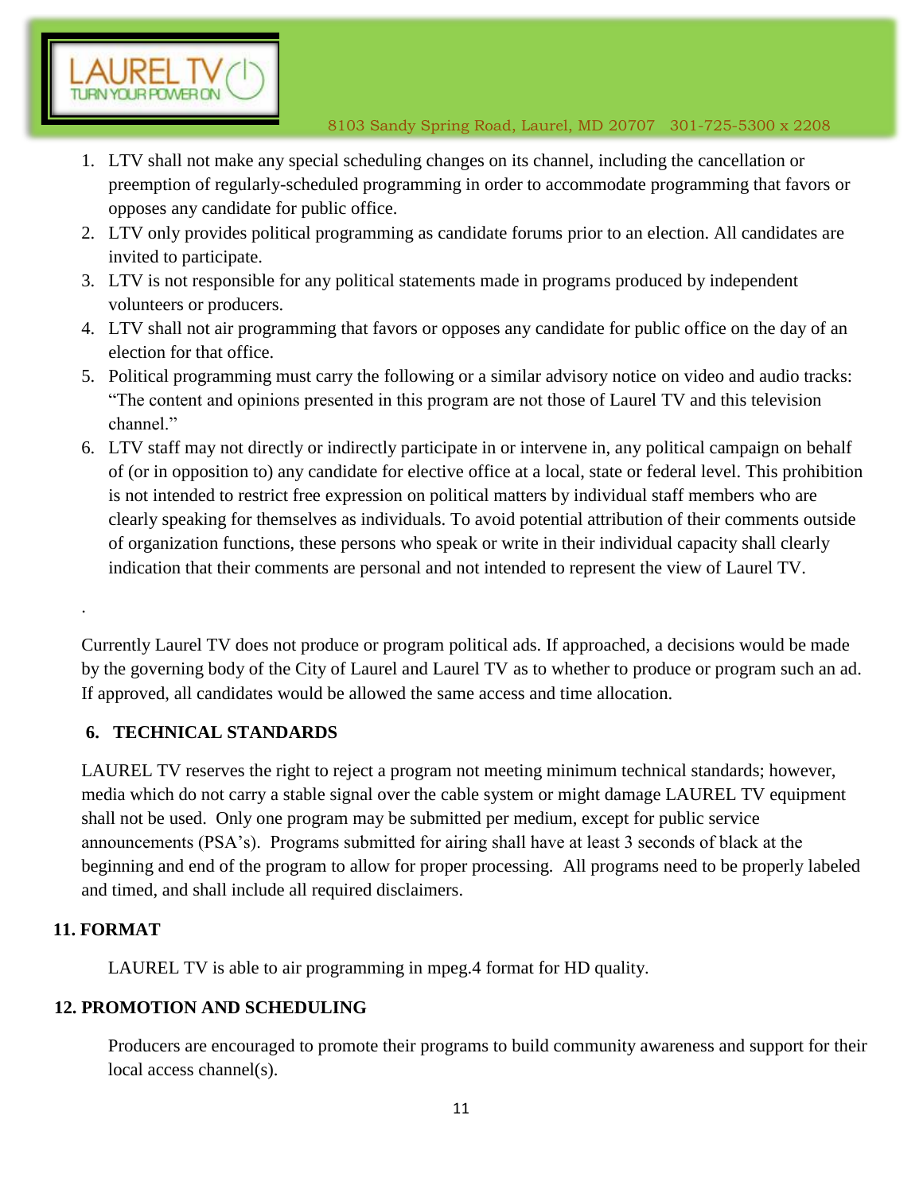1. LTV shall not make any special scheduling changes on its channel, including the cancellation or preemption of regularly-scheduled programming in order to accommodate programming that favors or opposes any candidate for public office.
2. LTV only provides political programming as candidate forums prior to an election. All candidates are invited to participate.
3. LTV is not responsible for any political statements made in programs produced by independent volunteers or producers.
4. LTV shall not air programming that favors or opposes any candidate for public office on the day of an election for that office.
5. Political programming must carry the following or a similar advisory notice on video and audio tracks: "The content and opinions presented in this program are not those of Laurel TV and this television channel."
6. LTV staff may not directly or indirectly participate in or intervene in, any political campaign on behalf of (or in opposition to) any candidate for elective office at a local, state or federal level. This prohibition is not intended to restrict free expression on political matters by individual staff members who are clearly speaking for themselves as individuals. To avoid potential attribution of their comments outside of organization functions, these persons who speak or write in their individual capacity shall clearly indication that their comments are personal and not intended to represent the view of Laurel TV.

.

Currently Laurel TV does not produce or program political ads. If approached, a decisions would be made by the governing body of the City of Laurel and Laurel TV as to whether to produce or program such an ad. If approved, all candidates would be allowed the same access and time allocation.

## 6. TECHNICAL STANDARDS

LAUREL TV reserves the right to reject a program not meeting minimum technical standards; however, media which do not carry a stable signal over the cable system or might damage LAUREL TV equipment shall not be used. Only one program may be submitted per medium, except for public service announcements (PSA's). Programs submitted for airing shall have at least 3 seconds of black at the beginning and end of the program to allow for proper processing. All programs need to be properly labeled and timed, and shall include all required disclaimers.

## 11. FORMAT

LAUREL TV is able to air programming in mpeg.4 format for HD quality.

## 12. PROMOTION AND SCHEDULING

Producers are encouraged to promote their programs to build community awareness and support for their local access channel(s).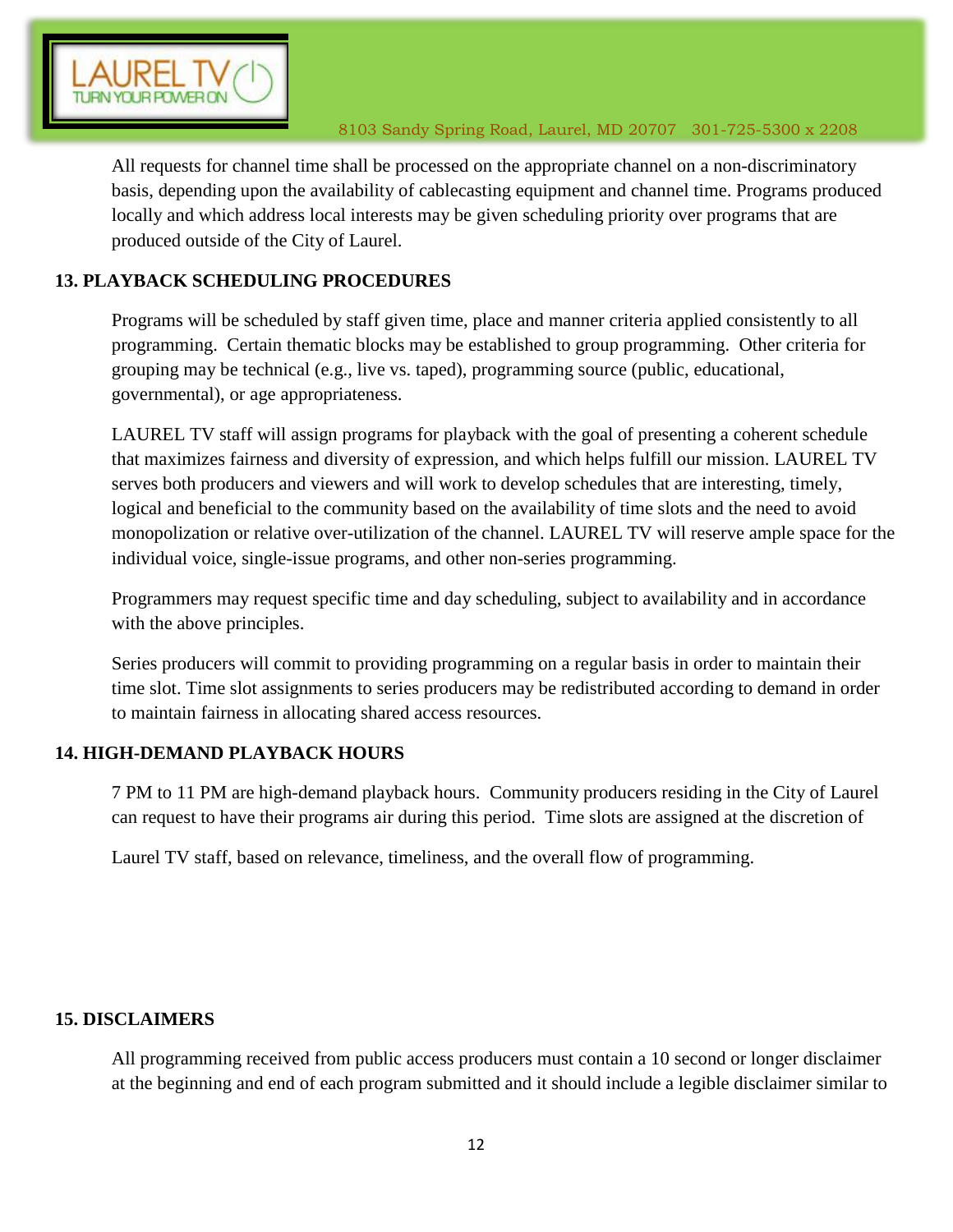All requests for channel time shall be processed on the appropriate channel on a non-discriminatory basis, depending upon the availability of cablecasting equipment and channel time. Programs produced locally and which address local interests may be given scheduling priority over programs that are produced outside of the City of Laurel.

## 13. PLAYBACK SCHEDULING PROCEDURES

Programs will be scheduled by staff given time, place and manner criteria applied consistently to all programming. Certain thematic blocks may be established to group programming. Other criteria for grouping may be technical (e.g., live vs. taped), programming source (public, educational, governmental), or age appropriateness.

LAUREL TV staff will assign programs for playback with the goal of presenting a coherent schedule that maximizes fairness and diversity of expression, and which helps fulfill our mission. LAUREL TV serves both producers and viewers and will work to develop schedules that are interesting, timely, logical and beneficial to the community based on the availability of time slots and the need to avoid monopolization or relative over-utilization of the channel. LAUREL TV will reserve ample space for the individual voice, single-issue programs, and other non-series programming.

Programmers may request specific time and day scheduling, subject to availability and in accordance with the above principles.

Series producers will commit to providing programming on a regular basis in order to maintain their time slot. Time slot assignments to series producers may be redistributed according to demand in order to maintain fairness in allocating shared access resources.

## 14. HIGH-DEMAND PLAYBACK HOURS

7 PM to 11 PM are high-demand playback hours. Community producers residing in the City of Laurel can request to have their programs air during this period. Time slots are assigned at the discretion of Laurel TV staff, based on relevance, timeliness, and the overall flow of programming.

## 15. DISCLAIMERS

All programming received from public access producers must contain a 10 second or longer disclaimer at the beginning and end of each program submitted and it should include a legible disclaimer similar to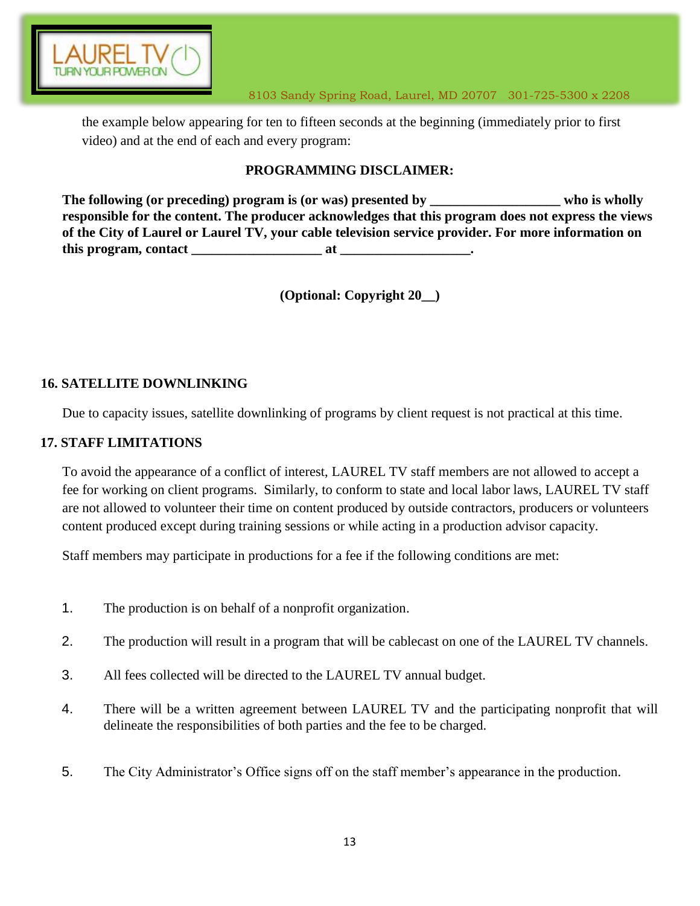the example below appearing for ten to fifteen seconds at the beginning (immediately prior to first video) and at the end of each and every program:

**PROGRAMMING DISCLAIMER:**

**The following (or preceding) program is (or was) presented by __________________ who is wholly responsible for the content. The producer acknowledges that this program does not express the views of the City of Laurel or Laurel TV, your cable television service provider. For more information on this program, contact __________________ at __________________.**

**(Optional: Copyright 20__)**

## 16. SATELLITE DOWNLINKING

Due to capacity issues, satellite downlinking of programs by client request is not practical at this time.

## 17. STAFF LIMITATIONS

To avoid the appearance of a conflict of interest, LAUREL TV staff members are not allowed to accept a fee for working on client programs. Similarly, to conform to state and local labor laws, LAUREL TV staff are not allowed to volunteer their time on content produced by outside contractors, producers or volunteers content produced except during training sessions or while acting in a production advisor capacity.

Staff members may participate in productions for a fee if the following conditions are met:

1. The production is on behalf of a nonprofit organization.
2. The production will result in a program that will be cablecast on one of the LAUREL TV channels.
3. All fees collected will be directed to the LAUREL TV annual budget.
4. There will be a written agreement between LAUREL TV and the participating nonprofit that will delineate the responsibilities of both parties and the fee to be charged.
5. The City Administrator's Office signs off on the staff member's appearance in the production.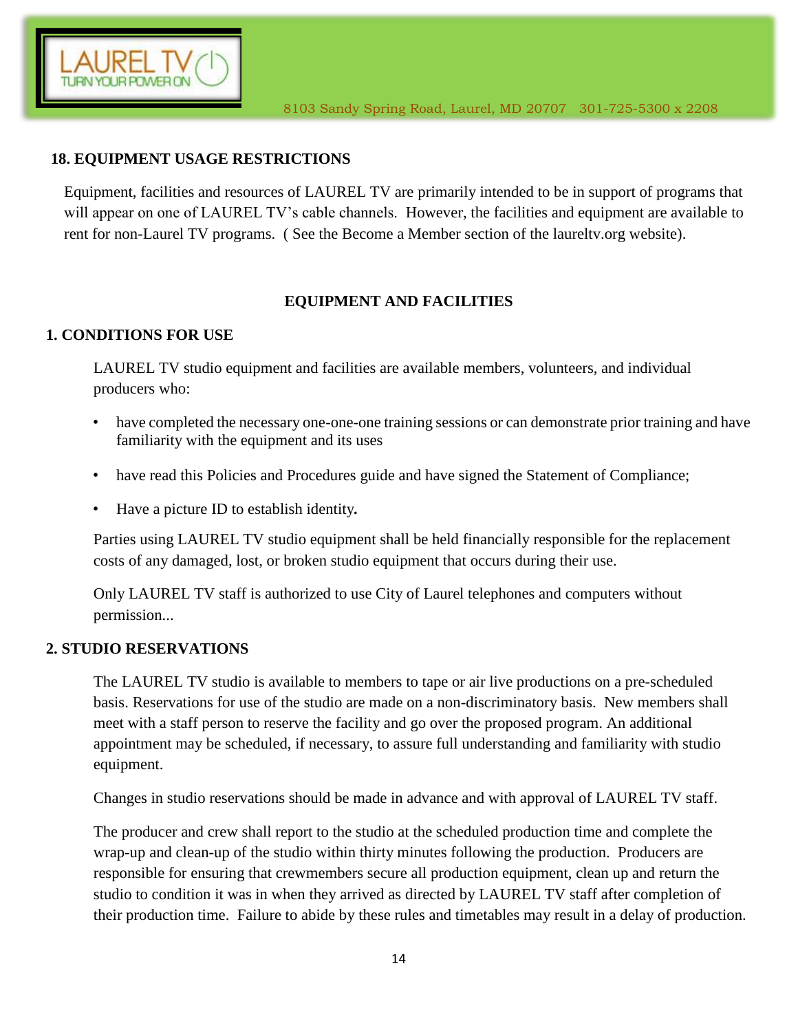### 18. EQUIPMENT USAGE RESTRICTIONS

Equipment, facilities and resources of LAUREL TV are primarily intended to be in support of programs that will appear on one of LAUREL TV's cable channels. However, the facilities and equipment are available to rent for non-Laurel TV programs. ( See the Become a Member section of the laureltv.org website).

## EQUIPMENT AND FACILITIES

### 1. CONDITIONS FOR USE

LAUREL TV studio equipment and facilities are available members, volunteers, and individual producers who:

- have completed the necessary one-one-one training sessions or can demonstrate prior training and have familiarity with the equipment and its uses
- have read this Policies and Procedures guide and have signed the Statement of Compliance;
- Have a picture ID to establish identity**.**

Parties using LAUREL TV studio equipment shall be held financially responsible for the replacement costs of any damaged, lost, or broken studio equipment that occurs during their use.

Only LAUREL TV staff is authorized to use City of Laurel telephones and computers without permission...

### 2. STUDIO RESERVATIONS

The LAUREL TV studio is available to members to tape or air live productions on a pre-scheduled basis. Reservations for use of the studio are made on a non-discriminatory basis. New members shall meet with a staff person to reserve the facility and go over the proposed program. An additional appointment may be scheduled, if necessary, to assure full understanding and familiarity with studio equipment.

Changes in studio reservations should be made in advance and with approval of LAUREL TV staff.

The producer and crew shall report to the studio at the scheduled production time and complete the wrap-up and clean-up of the studio within thirty minutes following the production. Producers are responsible for ensuring that crewmembers secure all production equipment, clean up and return the studio to condition it was in when they arrived as directed by LAUREL TV staff after completion of their production time. Failure to abide by these rules and timetables may result in a delay of production.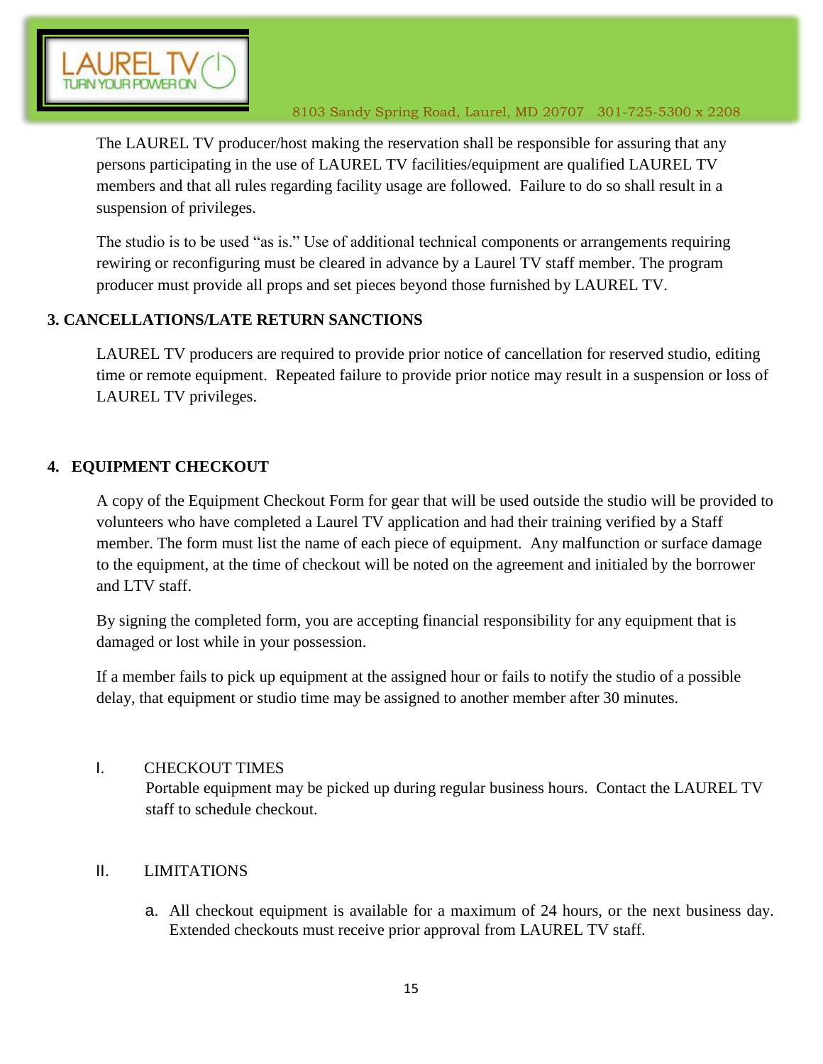The LAUREL TV producer/host making the reservation shall be responsible for assuring that any persons participating in the use of LAUREL TV facilities/equipment are qualified LAUREL TV members and that all rules regarding facility usage are followed. Failure to do so shall result in a suspension of privileges.

The studio is to be used "as is." Use of additional technical components or arrangements requiring rewiring or reconfiguring must be cleared in advance by a Laurel TV staff member. The program producer must provide all props and set pieces beyond those furnished by LAUREL TV.

## 3. CANCELLATIONS/LATE RETURN SANCTIONS

LAUREL TV producers are required to provide prior notice of cancellation for reserved studio, editing time or remote equipment. Repeated failure to provide prior notice may result in a suspension or loss of LAUREL TV privileges.

## 4. EQUIPMENT CHECKOUT

A copy of the Equipment Checkout Form for gear that will be used outside the studio will be provided to volunteers who have completed a Laurel TV application and had their training verified by a Staff member. The form must list the name of each piece of equipment. Any malfunction or surface damage to the equipment, at the time of checkout will be noted on the agreement and initialed by the borrower and LTV staff.

By signing the completed form, you are accepting financial responsibility for any equipment that is damaged or lost while in your possession.

If a member fails to pick up equipment at the assigned hour or fails to notify the studio of a possible delay, that equipment or studio time may be assigned to another member after 30 minutes.

### I. CHECKOUT TIMES

Portable equipment may be picked up during regular business hours. Contact the LAUREL TV staff to schedule checkout.

### II. LIMITATIONS

a. All checkout equipment is available for a maximum of 24 hours, or the next business day. Extended checkouts must receive prior approval from LAUREL TV staff.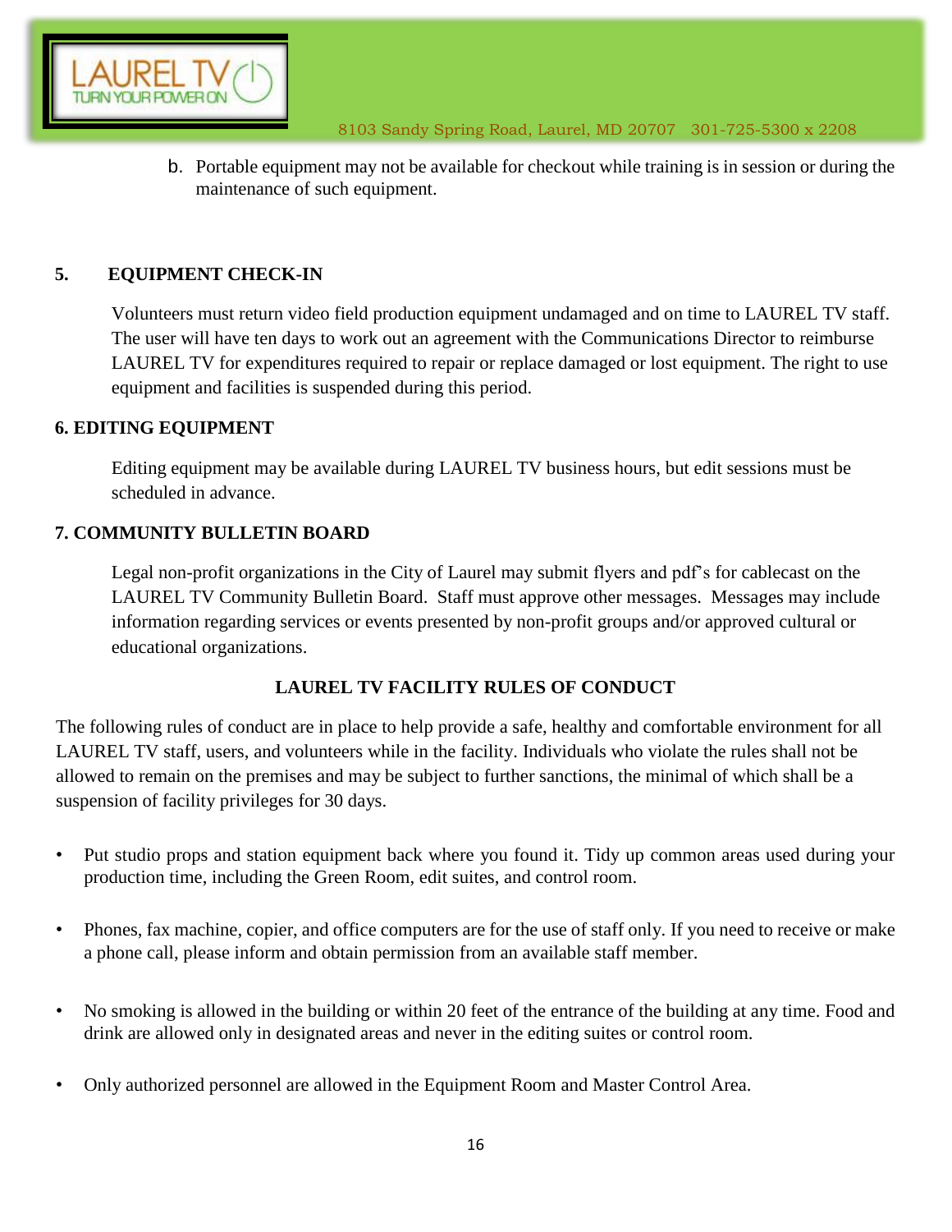b. Portable equipment may not be available for checkout while training is in session or during the maintenance of such equipment.

## 5. EQUIPMENT CHECK-IN

Volunteers must return video field production equipment undamaged and on time to LAUREL TV staff. The user will have ten days to work out an agreement with the Communications Director to reimburse LAUREL TV for expenditures required to repair or replace damaged or lost equipment. The right to use equipment and facilities is suspended during this period.

## 6. EDITING EQUIPMENT

Editing equipment may be available during LAUREL TV business hours, but edit sessions must be scheduled in advance.

## 7. COMMUNITY BULLETIN BOARD

Legal non-profit organizations in the City of Laurel may submit flyers and pdf's for cablecast on the LAUREL TV Community Bulletin Board. Staff must approve other messages. Messages may include information regarding services or events presented by non-profit groups and/or approved cultural or educational organizations.

## LAUREL TV FACILITY RULES OF CONDUCT

The following rules of conduct are in place to help provide a safe, healthy and comfortable environment for all LAUREL TV staff, users, and volunteers while in the facility. Individuals who violate the rules shall not be allowed to remain on the premises and may be subject to further sanctions, the minimal of which shall be a suspension of facility privileges for 30 days.

- Put studio props and station equipment back where you found it. Tidy up common areas used during your production time, including the Green Room, edit suites, and control room.
- Phones, fax machine, copier, and office computers are for the use of staff only. If you need to receive or make a phone call, please inform and obtain permission from an available staff member.
- No smoking is allowed in the building or within 20 feet of the entrance of the building at any time. Food and drink are allowed only in designated areas and never in the editing suites or control room.
- Only authorized personnel are allowed in the Equipment Room and Master Control Area.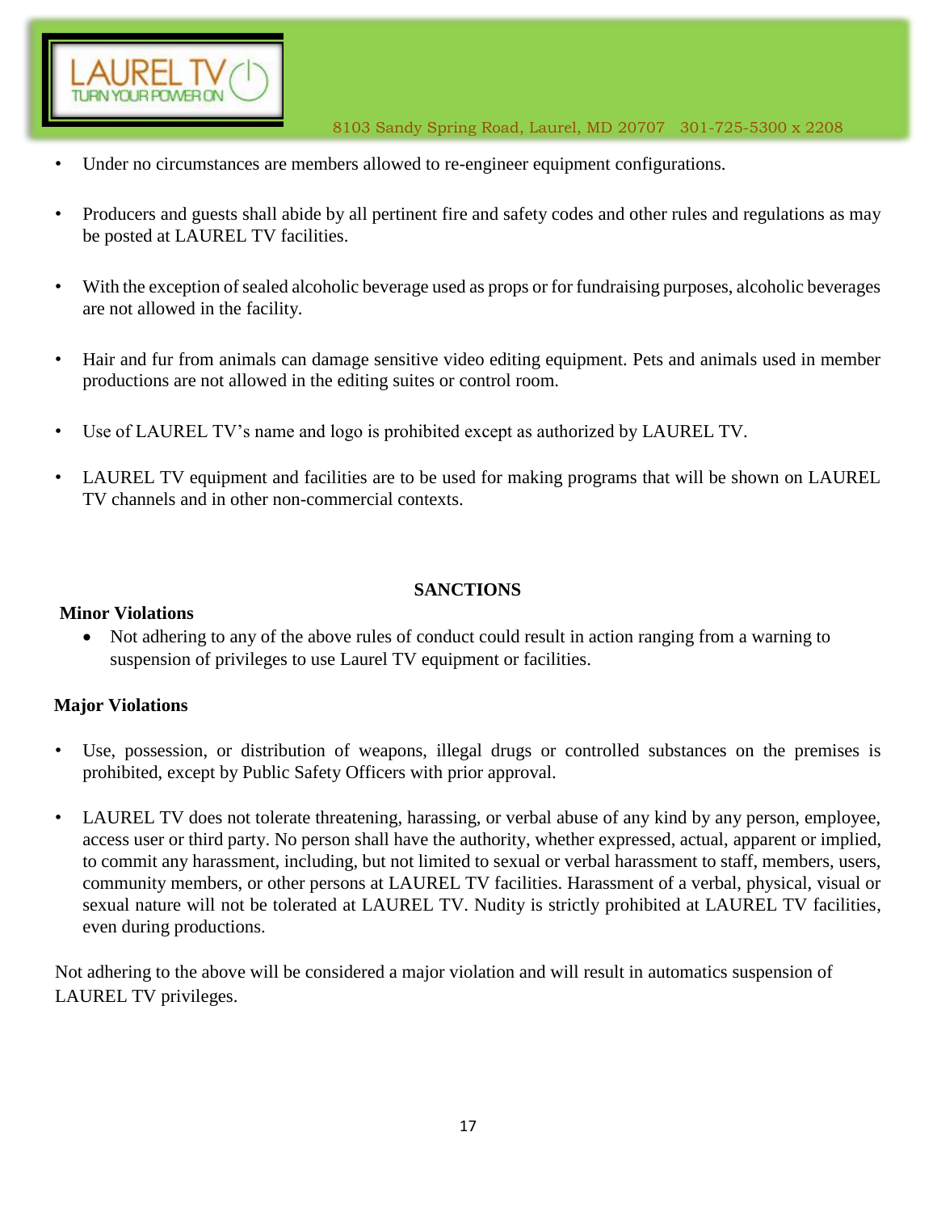- Under no circumstances are members allowed to re-engineer equipment configurations.

- Producers and guests shall abide by all pertinent fire and safety codes and other rules and regulations as may be posted at LAUREL TV facilities.

- With the exception of sealed alcoholic beverage used as props or for fundraising purposes, alcoholic beverages are not allowed in the facility.

- Hair and fur from animals can damage sensitive video editing equipment. Pets and animals used in member productions are not allowed in the editing suites or control room.

- Use of LAUREL TV's name and logo is prohibited except as authorized by LAUREL TV.

- LAUREL TV equipment and facilities are to be used for making programs that will be shown on LAUREL TV channels and in other non-commercial contexts.

## SANCTIONS

**Minor Violations**

- Not adhering to any of the above rules of conduct could result in action ranging from a warning to suspension of privileges to use Laurel TV equipment or facilities.

**Major Violations**

- Use, possession, or distribution of weapons, illegal drugs or controlled substances on the premises is prohibited, except by Public Safety Officers with prior approval.

- LAUREL TV does not tolerate threatening, harassing, or verbal abuse of any kind by any person, employee, access user or third party. No person shall have the authority, whether expressed, actual, apparent or implied, to commit any harassment, including, but not limited to sexual or verbal harassment to staff, members, users, community members, or other persons at LAUREL TV facilities. Harassment of a verbal, physical, visual or sexual nature will not be tolerated at LAUREL TV. Nudity is strictly prohibited at LAUREL TV facilities, even during productions.

Not adhering to the above will be considered a major violation and will result in automatics suspension of LAUREL TV privileges.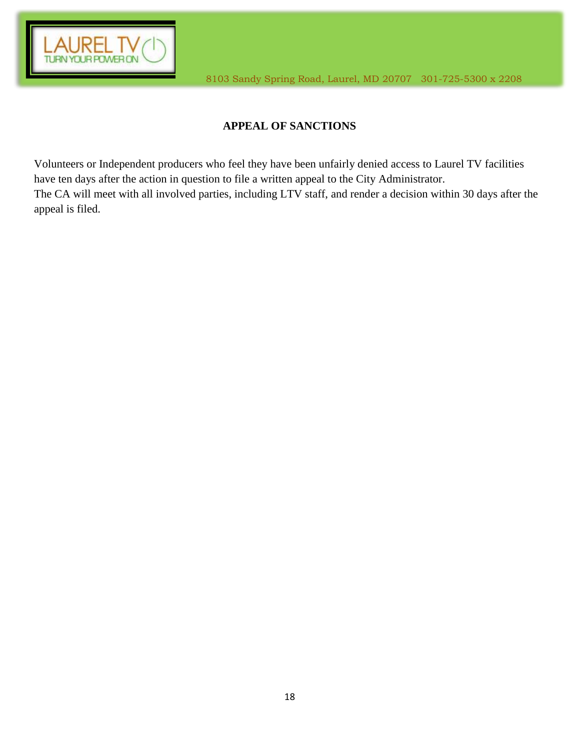## APPEAL OF SANCTIONS

Volunteers or Independent producers who feel they have been unfairly denied access to Laurel TV facilities have ten days after the action in question to file a written appeal to the City Administrator.
The CA will meet with all involved parties, including LTV staff, and render a decision within 30 days after the appeal is filed.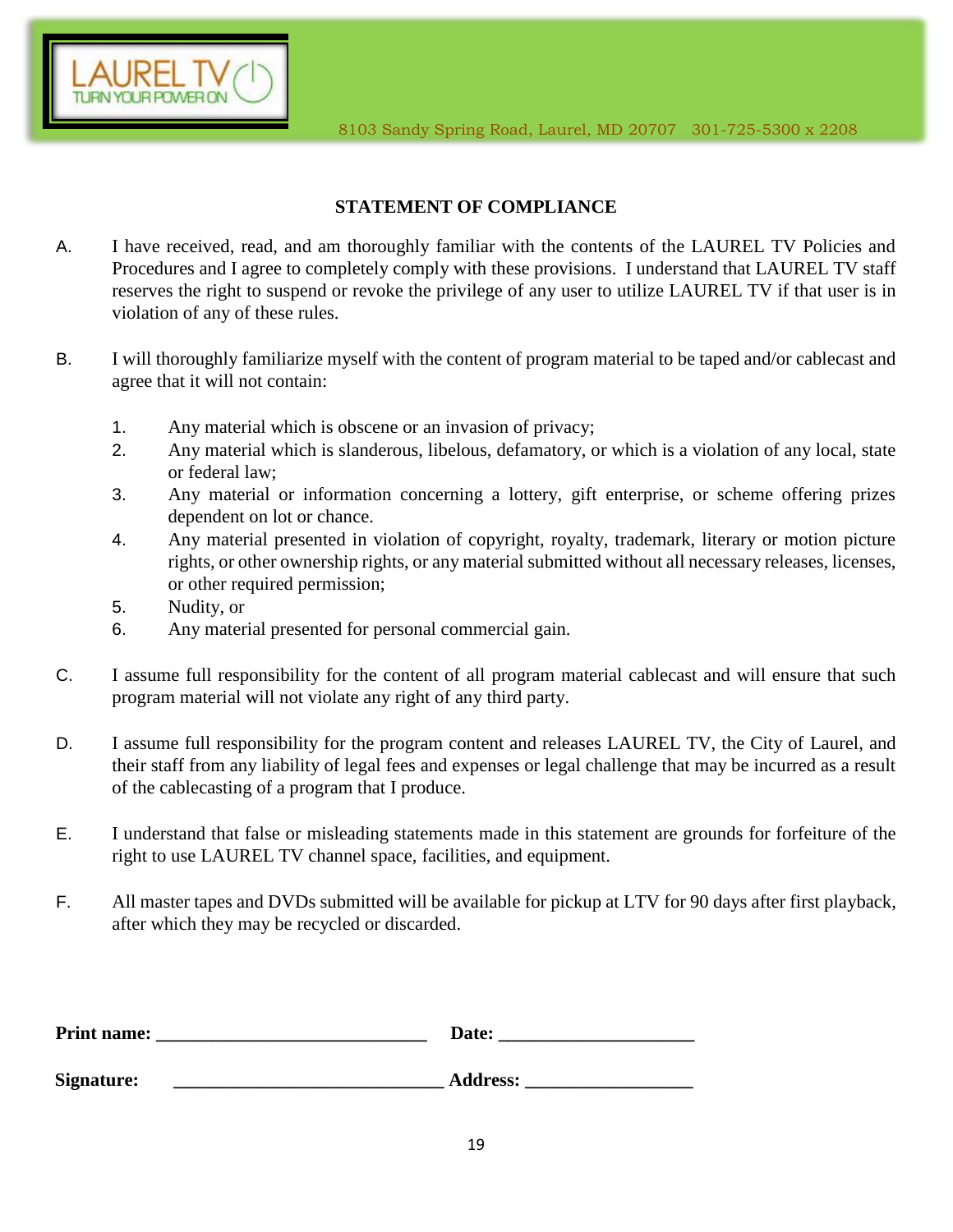LAUREL TV
TURN YOUR POWER ON

8103 Sandy Spring Road, Laurel, MD 20707   301-725-5300 x 2208

## STATEMENT OF COMPLIANCE

A. I have received, read, and am thoroughly familiar with the contents of the LAUREL TV Policies and Procedures and I agree to completely comply with these provisions. I understand that LAUREL TV staff reserves the right to suspend or revoke the privilege of any user to utilize LAUREL TV if that user is in violation of any of these rules.

B. I will thoroughly familiarize myself with the content of program material to be taped and/or cablecast and agree that it will not contain:

1. Any material which is obscene or an invasion of privacy;
2. Any material which is slanderous, libelous, defamatory, or which is a violation of any local, state or federal law;
3. Any material or information concerning a lottery, gift enterprise, or scheme offering prizes dependent on lot or chance.
4. Any material presented in violation of copyright, royalty, trademark, literary or motion picture rights, or other ownership rights, or any material submitted without all necessary releases, licenses, or other required permission;
5. Nudity, or
6. Any material presented for personal commercial gain.

C. I assume full responsibility for the content of all program material cablecast and will ensure that such program material will not violate any right of any third party.

D. I assume full responsibility for the program content and releases LAUREL TV, the City of Laurel, and their staff from any liability of legal fees and expenses or legal challenge that may be incurred as a result of the cablecasting of a program that I produce.

E. I understand that false or misleading statements made in this statement are grounds for forfeiture of the right to use LAUREL TV channel space, facilities, and equipment.

F. All master tapes and DVDs submitted will be available for pickup at LTV for 90 days after first playback, after which they may be recycled or discarded.

**Print name:** _____________________________ **Date:** ____________________

**Signature:** _____________________________ **Address:** _________________